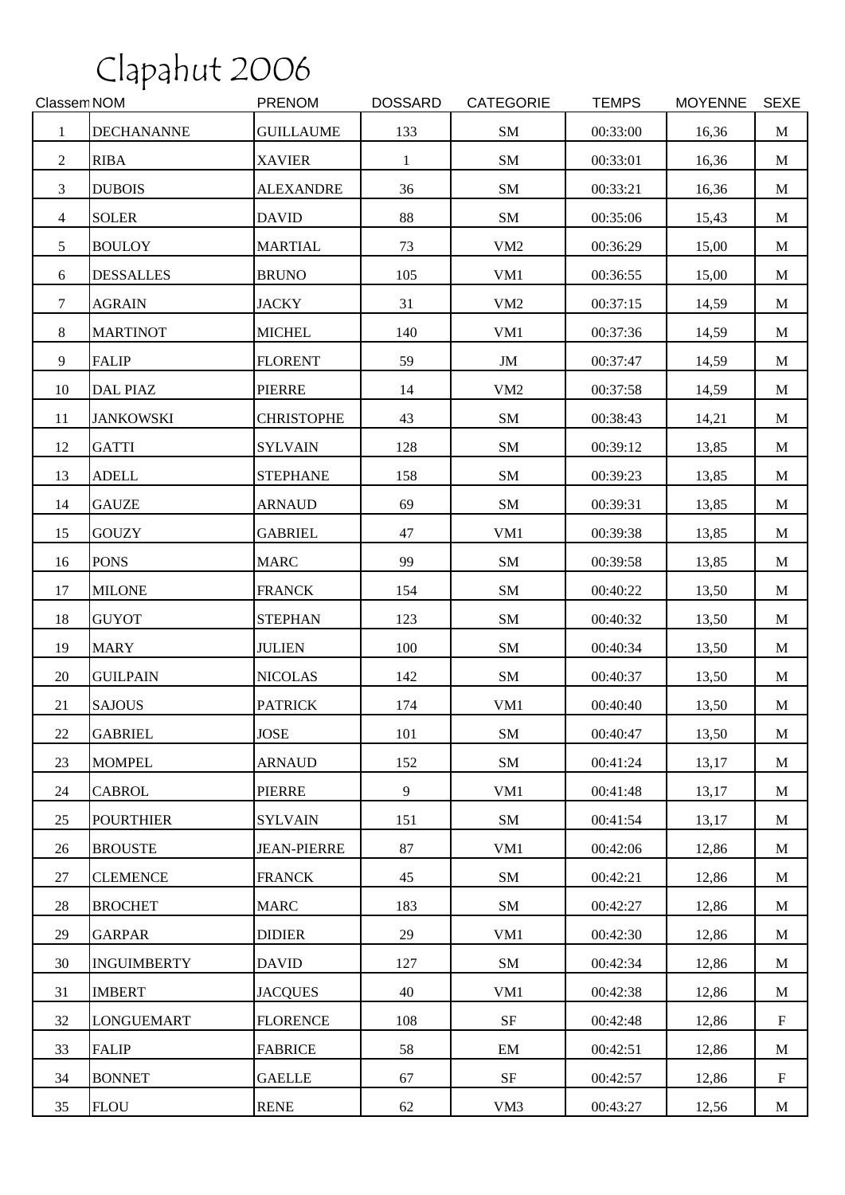# Clapahut 2006

| Classem | NOM | PRENOM | DOSSARD | CATEGORIE | TEMPS | MOYENNE | SEXE |
|---|---|---|---|---|---|---|---|
| 1 | DECHANANNE | GUILLAUME | 133 | SM | 00:33:00 | 16,36 | M |
| 2 | RIBA | XAVIER | 1 | SM | 00:33:01 | 16,36 | M |
| 3 | DUBOIS | ALEXANDRE | 36 | SM | 00:33:21 | 16,36 | M |
| 4 | SOLER | DAVID | 88 | SM | 00:35:06 | 15,43 | M |
| 5 | BOULOY | MARTIAL | 73 | VM2 | 00:36:29 | 15,00 | M |
| 6 | DESSALLES | BRUNO | 105 | VM1 | 00:36:55 | 15,00 | M |
| 7 | AGRAIN | JACKY | 31 | VM2 | 00:37:15 | 14,59 | M |
| 8 | MARTINOT | MICHEL | 140 | VM1 | 00:37:36 | 14,59 | M |
| 9 | FALIP | FLORENT | 59 | JM | 00:37:47 | 14,59 | M |
| 10 | DAL PIAZ | PIERRE | 14 | VM2 | 00:37:58 | 14,59 | M |
| 11 | JANKOWSKI | CHRISTOPHE | 43 | SM | 00:38:43 | 14,21 | M |
| 12 | GATTI | SYLVAIN | 128 | SM | 00:39:12 | 13,85 | M |
| 13 | ADELL | STEPHANE | 158 | SM | 00:39:23 | 13,85 | M |
| 14 | GAUZE | ARNAUD | 69 | SM | 00:39:31 | 13,85 | M |
| 15 | GOUZY | GABRIEL | 47 | VM1 | 00:39:38 | 13,85 | M |
| 16 | PONS | MARC | 99 | SM | 00:39:58 | 13,85 | M |
| 17 | MILONE | FRANCK | 154 | SM | 00:40:22 | 13,50 | M |
| 18 | GUYOT | STEPHAN | 123 | SM | 00:40:32 | 13,50 | M |
| 19 | MARY | JULIEN | 100 | SM | 00:40:34 | 13,50 | M |
| 20 | GUILPAIN | NICOLAS | 142 | SM | 00:40:37 | 13,50 | M |
| 21 | SAJOUS | PATRICK | 174 | VM1 | 00:40:40 | 13,50 | M |
| 22 | GABRIEL | JOSE | 101 | SM | 00:40:47 | 13,50 | M |
| 23 | MOMPEL | ARNAUD | 152 | SM | 00:41:24 | 13,17 | M |
| 24 | CABROL | PIERRE | 9 | VM1 | 00:41:48 | 13,17 | M |
| 25 | POURTHIER | SYLVAIN | 151 | SM | 00:41:54 | 13,17 | M |
| 26 | BROUSTE | JEAN-PIERRE | 87 | VM1 | 00:42:06 | 12,86 | M |
| 27 | CLEMENCE | FRANCK | 45 | SM | 00:42:21 | 12,86 | M |
| 28 | BROCHET | MARC | 183 | SM | 00:42:27 | 12,86 | M |
| 29 | GARPAR | DIDIER | 29 | VM1 | 00:42:30 | 12,86 | M |
| 30 | INGUIMBERTY | DAVID | 127 | SM | 00:42:34 | 12,86 | M |
| 31 | IMBERT | JACQUES | 40 | VM1 | 00:42:38 | 12,86 | M |
| 32 | LONGUEMART | FLORENCE | 108 | SF | 00:42:48 | 12,86 | F |
| 33 | FALIP | FABRICE | 58 | EM | 00:42:51 | 12,86 | M |
| 34 | BONNET | GAELLE | 67 | SF | 00:42:57 | 12,86 | F |
| 35 | FLOU | RENE | 62 | VM3 | 00:43:27 | 12,56 | M |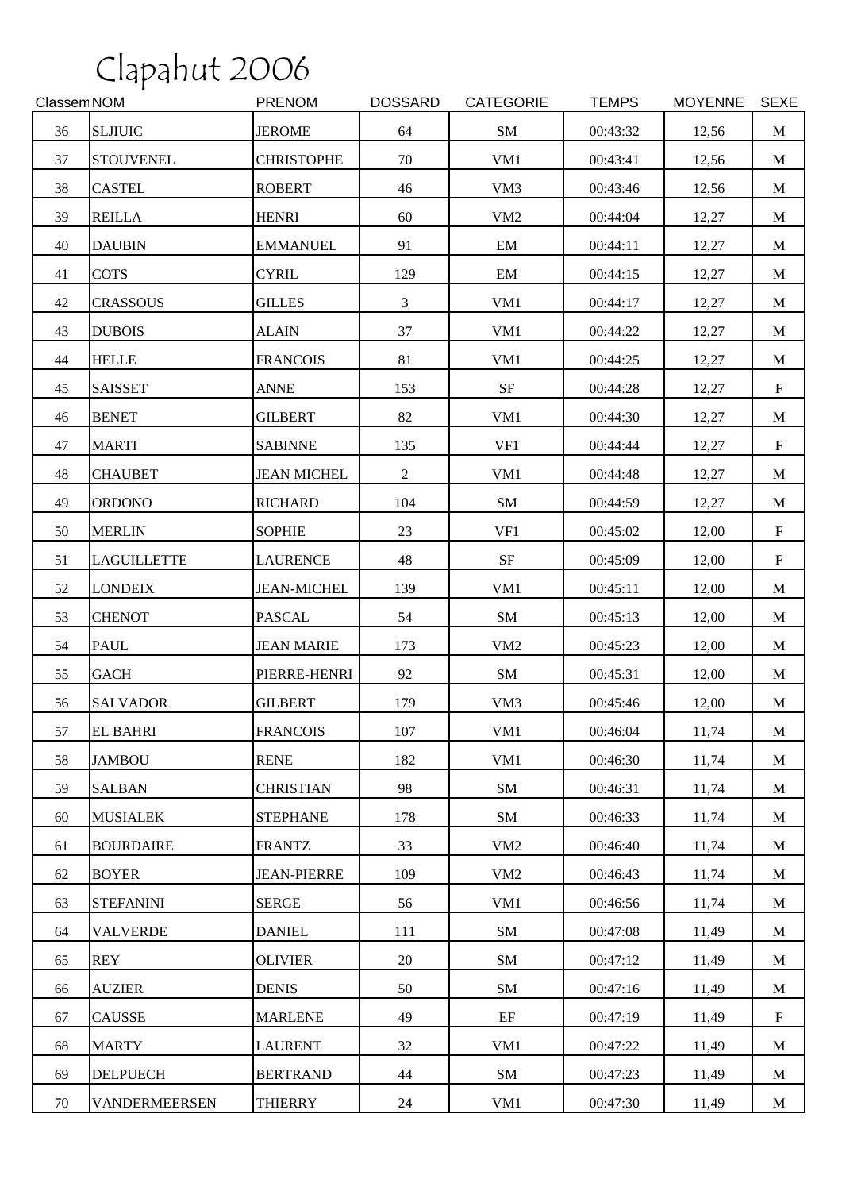# Clapahut 2006

| Classem | NOM | PRENOM | DOSSARD | CATEGORIE | TEMPS | MOYENNE | SEXE |
|---|---|---|---|---|---|---|---|
| 36 | SLJIUIC | JEROME | 64 | SM | 00:43:32 | 12,56 | M |
| 37 | STOUVENEL | CHRISTOPHE | 70 | VM1 | 00:43:41 | 12,56 | M |
| 38 | CASTEL | ROBERT | 46 | VM3 | 00:43:46 | 12,56 | M |
| 39 | REILLA | HENRI | 60 | VM2 | 00:44:04 | 12,27 | M |
| 40 | DAUBIN | EMMANUEL | 91 | EM | 00:44:11 | 12,27 | M |
| 41 | COTS | CYRIL | 129 | EM | 00:44:15 | 12,27 | M |
| 42 | CRASSOUS | GILLES | 3 | VM1 | 00:44:17 | 12,27 | M |
| 43 | DUBOIS | ALAIN | 37 | VM1 | 00:44:22 | 12,27 | M |
| 44 | HELLE | FRANCOIS | 81 | VM1 | 00:44:25 | 12,27 | M |
| 45 | SAISSET | ANNE | 153 | SF | 00:44:28 | 12,27 | F |
| 46 | BENET | GILBERT | 82 | VM1 | 00:44:30 | 12,27 | M |
| 47 | MARTI | SABINNE | 135 | VF1 | 00:44:44 | 12,27 | F |
| 48 | CHAUBET | JEAN MICHEL | 2 | VM1 | 00:44:48 | 12,27 | M |
| 49 | ORDONO | RICHARD | 104 | SM | 00:44:59 | 12,27 | M |
| 50 | MERLIN | SOPHIE | 23 | VF1 | 00:45:02 | 12,00 | F |
| 51 | LAGUILLETTE | LAURENCE | 48 | SF | 00:45:09 | 12,00 | F |
| 52 | LONDEIX | JEAN-MICHEL | 139 | VM1 | 00:45:11 | 12,00 | M |
| 53 | CHENOT | PASCAL | 54 | SM | 00:45:13 | 12,00 | M |
| 54 | PAUL | JEAN MARIE | 173 | VM2 | 00:45:23 | 12,00 | M |
| 55 | GACH | PIERRE-HENRI | 92 | SM | 00:45:31 | 12,00 | M |
| 56 | SALVADOR | GILBERT | 179 | VM3 | 00:45:46 | 12,00 | M |
| 57 | EL BAHRI | FRANCOIS | 107 | VM1 | 00:46:04 | 11,74 | M |
| 58 | JAMBOU | RENE | 182 | VM1 | 00:46:30 | 11,74 | M |
| 59 | SALBAN | CHRISTIAN | 98 | SM | 00:46:31 | 11,74 | M |
| 60 | MUSIALEK | STEPHANE | 178 | SM | 00:46:33 | 11,74 | M |
| 61 | BOURDAIRE | FRANTZ | 33 | VM2 | 00:46:40 | 11,74 | M |
| 62 | BOYER | JEAN-PIERRE | 109 | VM2 | 00:46:43 | 11,74 | M |
| 63 | STEFANINI | SERGE | 56 | VM1 | 00:46:56 | 11,74 | M |
| 64 | VALVERDE | DANIEL | 111 | SM | 00:47:08 | 11,49 | M |
| 65 | REY | OLIVIER | 20 | SM | 00:47:12 | 11,49 | M |
| 66 | AUZIER | DENIS | 50 | SM | 00:47:16 | 11,49 | M |
| 67 | CAUSSE | MARLENE | 49 | EF | 00:47:19 | 11,49 | F |
| 68 | MARTY | LAURENT | 32 | VM1 | 00:47:22 | 11,49 | M |
| 69 | DELPUECH | BERTRAND | 44 | SM | 00:47:23 | 11,49 | M |
| 70 | VANDERMEERSEN | THIERRY | 24 | VM1 | 00:47:30 | 11,49 | M |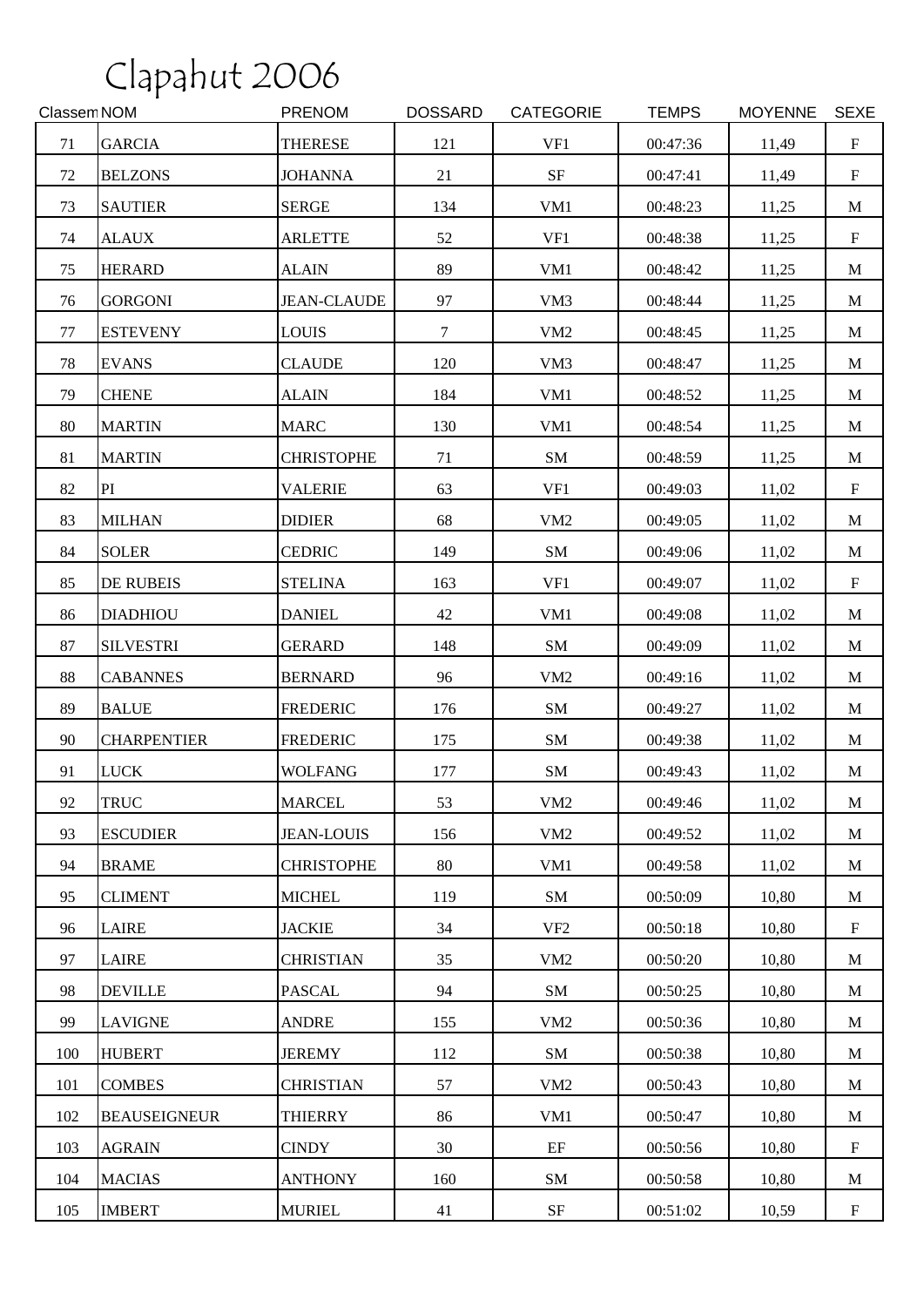# Clapahut 2006

| Classem | NOM | PRENOM | DOSSARD | CATEGORIE | TEMPS | MOYENNE | SEXE |
|---|---|---|---|---|---|---|---|
| 71 | GARCIA | THERESE | 121 | VF1 | 00:47:36 | 11,49 | F |
| 72 | BELZONS | JOHANNA | 21 | SF | 00:47:41 | 11,49 | F |
| 73 | SAUTIER | SERGE | 134 | VM1 | 00:48:23 | 11,25 | M |
| 74 | ALAUX | ARLETTE | 52 | VF1 | 00:48:38 | 11,25 | F |
| 75 | HERARD | ALAIN | 89 | VM1 | 00:48:42 | 11,25 | M |
| 76 | GORGONI | JEAN-CLAUDE | 97 | VM3 | 00:48:44 | 11,25 | M |
| 77 | ESTEVENY | LOUIS | 7 | VM2 | 00:48:45 | 11,25 | M |
| 78 | EVANS | CLAUDE | 120 | VM3 | 00:48:47 | 11,25 | M |
| 79 | CHENE | ALAIN | 184 | VM1 | 00:48:52 | 11,25 | M |
| 80 | MARTIN | MARC | 130 | VM1 | 00:48:54 | 11,25 | M |
| 81 | MARTIN | CHRISTOPHE | 71 | SM | 00:48:59 | 11,25 | M |
| 82 | PI | VALERIE | 63 | VF1 | 00:49:03 | 11,02 | F |
| 83 | MILHAN | DIDIER | 68 | VM2 | 00:49:05 | 11,02 | M |
| 84 | SOLER | CEDRIC | 149 | SM | 00:49:06 | 11,02 | M |
| 85 | DE RUBEIS | STELINA | 163 | VF1 | 00:49:07 | 11,02 | F |
| 86 | DIADHIOU | DANIEL | 42 | VM1 | 00:49:08 | 11,02 | M |
| 87 | SILVESTRI | GERARD | 148 | SM | 00:49:09 | 11,02 | M |
| 88 | CABANNES | BERNARD | 96 | VM2 | 00:49:16 | 11,02 | M |
| 89 | BALUE | FREDERIC | 176 | SM | 00:49:27 | 11,02 | M |
| 90 | CHARPENTIER | FREDERIC | 175 | SM | 00:49:38 | 11,02 | M |
| 91 | LUCK | WOLFANG | 177 | SM | 00:49:43 | 11,02 | M |
| 92 | TRUC | MARCEL | 53 | VM2 | 00:49:46 | 11,02 | M |
| 93 | ESCUDIER | JEAN-LOUIS | 156 | VM2 | 00:49:52 | 11,02 | M |
| 94 | BRAME | CHRISTOPHE | 80 | VM1 | 00:49:58 | 11,02 | M |
| 95 | CLIMENT | MICHEL | 119 | SM | 00:50:09 | 10,80 | M |
| 96 | LAIRE | JACKIE | 34 | VF2 | 00:50:18 | 10,80 | F |
| 97 | LAIRE | CHRISTIAN | 35 | VM2 | 00:50:20 | 10,80 | M |
| 98 | DEVILLE | PASCAL | 94 | SM | 00:50:25 | 10,80 | M |
| 99 | LAVIGNE | ANDRE | 155 | VM2 | 00:50:36 | 10,80 | M |
| 100 | HUBERT | JEREMY | 112 | SM | 00:50:38 | 10,80 | M |
| 101 | COMBES | CHRISTIAN | 57 | VM2 | 00:50:43 | 10,80 | M |
| 102 | BEAUSEIGNEUR | THIERRY | 86 | VM1 | 00:50:47 | 10,80 | M |
| 103 | AGRAIN | CINDY | 30 | EF | 00:50:56 | 10,80 | F |
| 104 | MACIAS | ANTHONY | 160 | SM | 00:50:58 | 10,80 | M |
| 105 | IMBERT | MURIEL | 41 | SF | 00:51:02 | 10,59 | F |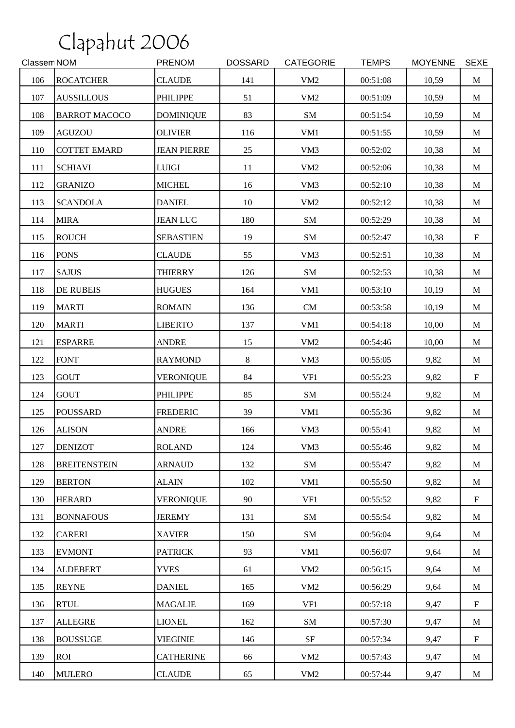# Clapahut 2006

| Classem | NOM | PRENOM | DOSSARD | CATEGORIE | TEMPS | MOYENNE | SEXE |
|---|---|---|---|---|---|---|---|
| 106 | ROCATCHER | CLAUDE | 141 | VM2 | 00:51:08 | 10,59 | M |
| 107 | AUSSILLOUS | PHILIPPE | 51 | VM2 | 00:51:09 | 10,59 | M |
| 108 | BARROT MACOCO | DOMINIQUE | 83 | SM | 00:51:54 | 10,59 | M |
| 109 | AGUZOU | OLIVIER | 116 | VM1 | 00:51:55 | 10,59 | M |
| 110 | COTTET EMARD | JEAN PIERRE | 25 | VM3 | 00:52:02 | 10,38 | M |
| 111 | SCHIAVI | LUIGI | 11 | VM2 | 00:52:06 | 10,38 | M |
| 112 | GRANIZO | MICHEL | 16 | VM3 | 00:52:10 | 10,38 | M |
| 113 | SCANDOLA | DANIEL | 10 | VM2 | 00:52:12 | 10,38 | M |
| 114 | MIRA | JEAN LUC | 180 | SM | 00:52:29 | 10,38 | M |
| 115 | ROUCH | SEBASTIEN | 19 | SM | 00:52:47 | 10,38 | F |
| 116 | PONS | CLAUDE | 55 | VM3 | 00:52:51 | 10,38 | M |
| 117 | SAJUS | THIERRY | 126 | SM | 00:52:53 | 10,38 | M |
| 118 | DE RUBEIS | HUGUES | 164 | VM1 | 00:53:10 | 10,19 | M |
| 119 | MARTI | ROMAIN | 136 | CM | 00:53:58 | 10,19 | M |
| 120 | MARTI | LIBERTO | 137 | VM1 | 00:54:18 | 10,00 | M |
| 121 | ESPARRE | ANDRE | 15 | VM2 | 00:54:46 | 10,00 | M |
| 122 | FONT | RAYMOND | 8 | VM3 | 00:55:05 | 9,82 | M |
| 123 | GOUT | VERONIQUE | 84 | VF1 | 00:55:23 | 9,82 | F |
| 124 | GOUT | PHILIPPE | 85 | SM | 00:55:24 | 9,82 | M |
| 125 | POUSSARD | FREDERIC | 39 | VM1 | 00:55:36 | 9,82 | M |
| 126 | ALISON | ANDRE | 166 | VM3 | 00:55:41 | 9,82 | M |
| 127 | DENIZOT | ROLAND | 124 | VM3 | 00:55:46 | 9,82 | M |
| 128 | BREITENSTEIN | ARNAUD | 132 | SM | 00:55:47 | 9,82 | M |
| 129 | BERTON | ALAIN | 102 | VM1 | 00:55:50 | 9,82 | M |
| 130 | HERARD | VERONIQUE | 90 | VF1 | 00:55:52 | 9,82 | F |
| 131 | BONNAFOUS | JEREMY | 131 | SM | 00:55:54 | 9,82 | M |
| 132 | CARERI | XAVIER | 150 | SM | 00:56:04 | 9,64 | M |
| 133 | EVMONT | PATRICK | 93 | VM1 | 00:56:07 | 9,64 | M |
| 134 | ALDEBERT | YVES | 61 | VM2 | 00:56:15 | 9,64 | M |
| 135 | REYNE | DANIEL | 165 | VM2 | 00:56:29 | 9,64 | M |
| 136 | RTUL | MAGALIE | 169 | VF1 | 00:57:18 | 9,47 | F |
| 137 | ALLEGRE | LIONEL | 162 | SM | 00:57:30 | 9,47 | M |
| 138 | BOUSSUGE | VIEGINIE | 146 | SF | 00:57:34 | 9,47 | F |
| 139 | ROI | CATHERINE | 66 | VM2 | 00:57:43 | 9,47 | M |
| 140 | MULERO | CLAUDE | 65 | VM2 | 00:57:44 | 9,47 | M |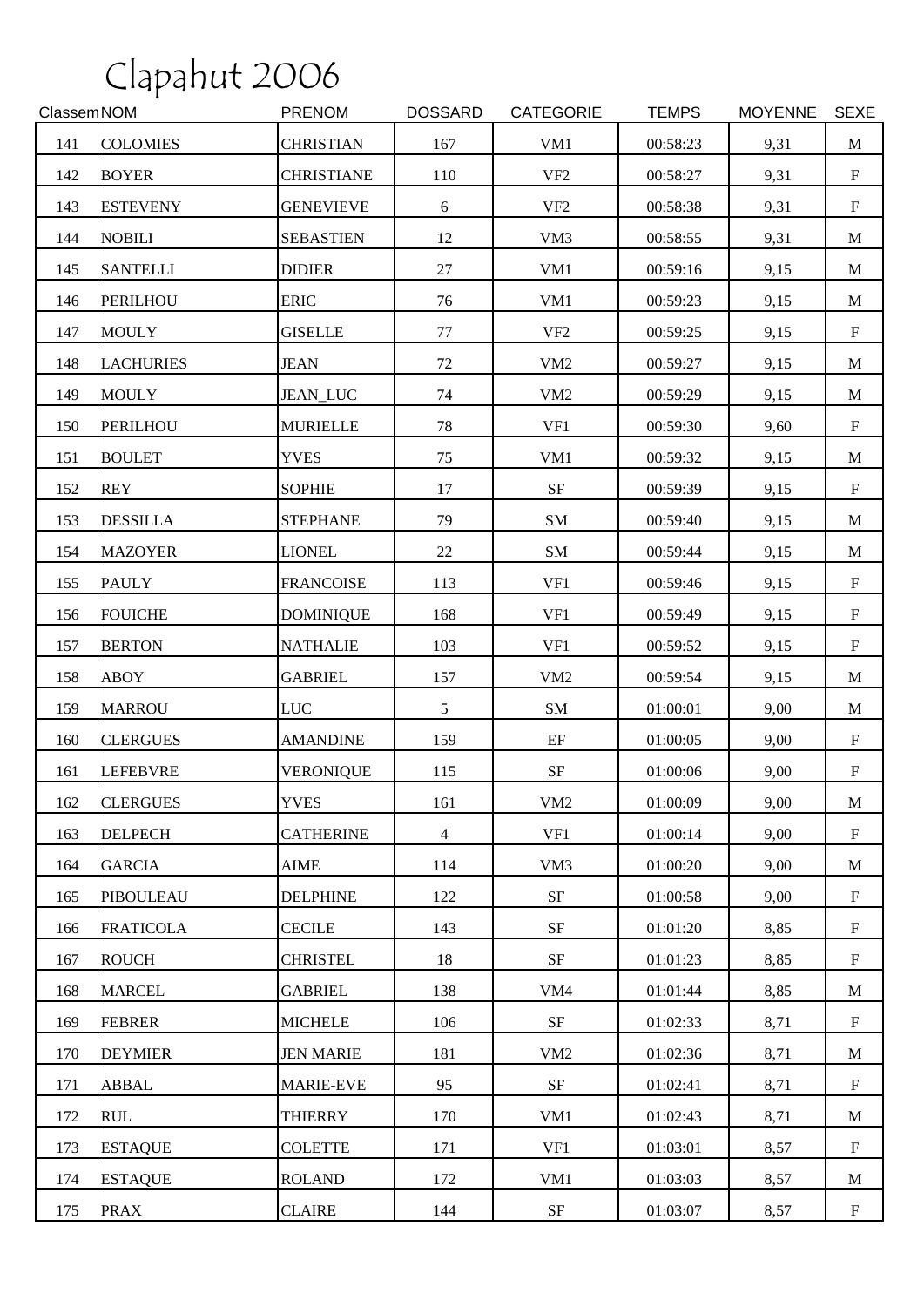# Clapahut 2006

| Classem | NOM | PRENOM | DOSSARD | CATEGORIE | TEMPS | MOYENNE | SEXE |
|---|---|---|---|---|---|---|---|
| 141 | COLOMIES | CHRISTIAN | 167 | VM1 | 00:58:23 | 9,31 | M |
| 142 | BOYER | CHRISTIANE | 110 | VF2 | 00:58:27 | 9,31 | F |
| 143 | ESTEVENY | GENEVIEVE | 6 | VF2 | 00:58:38 | 9,31 | F |
| 144 | NOBILI | SEBASTIEN | 12 | VM3 | 00:58:55 | 9,31 | M |
| 145 | SANTELLI | DIDIER | 27 | VM1 | 00:59:16 | 9,15 | M |
| 146 | PERILHOU | ERIC | 76 | VM1 | 00:59:23 | 9,15 | M |
| 147 | MOULY | GISELLE | 77 | VF2 | 00:59:25 | 9,15 | F |
| 148 | LACHURIES | JEAN | 72 | VM2 | 00:59:27 | 9,15 | M |
| 149 | MOULY | JEAN_LUC | 74 | VM2 | 00:59:29 | 9,15 | M |
| 150 | PERILHOU | MURIELLE | 78 | VF1 | 00:59:30 | 9,60 | F |
| 151 | BOULET | YVES | 75 | VM1 | 00:59:32 | 9,15 | M |
| 152 | REY | SOPHIE | 17 | SF | 00:59:39 | 9,15 | F |
| 153 | DESSILLA | STEPHANE | 79 | SM | 00:59:40 | 9,15 | M |
| 154 | MAZOYER | LIONEL | 22 | SM | 00:59:44 | 9,15 | M |
| 155 | PAULY | FRANCOISE | 113 | VF1 | 00:59:46 | 9,15 | F |
| 156 | FOUICHE | DOMINIQUE | 168 | VF1 | 00:59:49 | 9,15 | F |
| 157 | BERTON | NATHALIE | 103 | VF1 | 00:59:52 | 9,15 | F |
| 158 | ABOY | GABRIEL | 157 | VM2 | 00:59:54 | 9,15 | M |
| 159 | MARROU | LUC | 5 | SM | 01:00:01 | 9,00 | M |
| 160 | CLERGUES | AMANDINE | 159 | EF | 01:00:05 | 9,00 | F |
| 161 | LEFEBVRE | VERONIQUE | 115 | SF | 01:00:06 | 9,00 | F |
| 162 | CLERGUES | YVES | 161 | VM2 | 01:00:09 | 9,00 | M |
| 163 | DELPECH | CATHERINE | 4 | VF1 | 01:00:14 | 9,00 | F |
| 164 | GARCIA | AIME | 114 | VM3 | 01:00:20 | 9,00 | M |
| 165 | PIBOULEAU | DELPHINE | 122 | SF | 01:00:58 | 9,00 | F |
| 166 | FRATICOLA | CECILE | 143 | SF | 01:01:20 | 8,85 | F |
| 167 | ROUCH | CHRISTEL | 18 | SF | 01:01:23 | 8,85 | F |
| 168 | MARCEL | GABRIEL | 138 | VM4 | 01:01:44 | 8,85 | M |
| 169 | FEBRER | MICHELE | 106 | SF | 01:02:33 | 8,71 | F |
| 170 | DEYMIER | JEN MARIE | 181 | VM2 | 01:02:36 | 8,71 | M |
| 171 | ABBAL | MARIE-EVE | 95 | SF | 01:02:41 | 8,71 | F |
| 172 | RUL | THIERRY | 170 | VM1 | 01:02:43 | 8,71 | M |
| 173 | ESTAQUE | COLETTE | 171 | VF1 | 01:03:01 | 8,57 | F |
| 174 | ESTAQUE | ROLAND | 172 | VM1 | 01:03:03 | 8,57 | M |
| 175 | PRAX | CLAIRE | 144 | SF | 01:03:07 | 8,57 | F |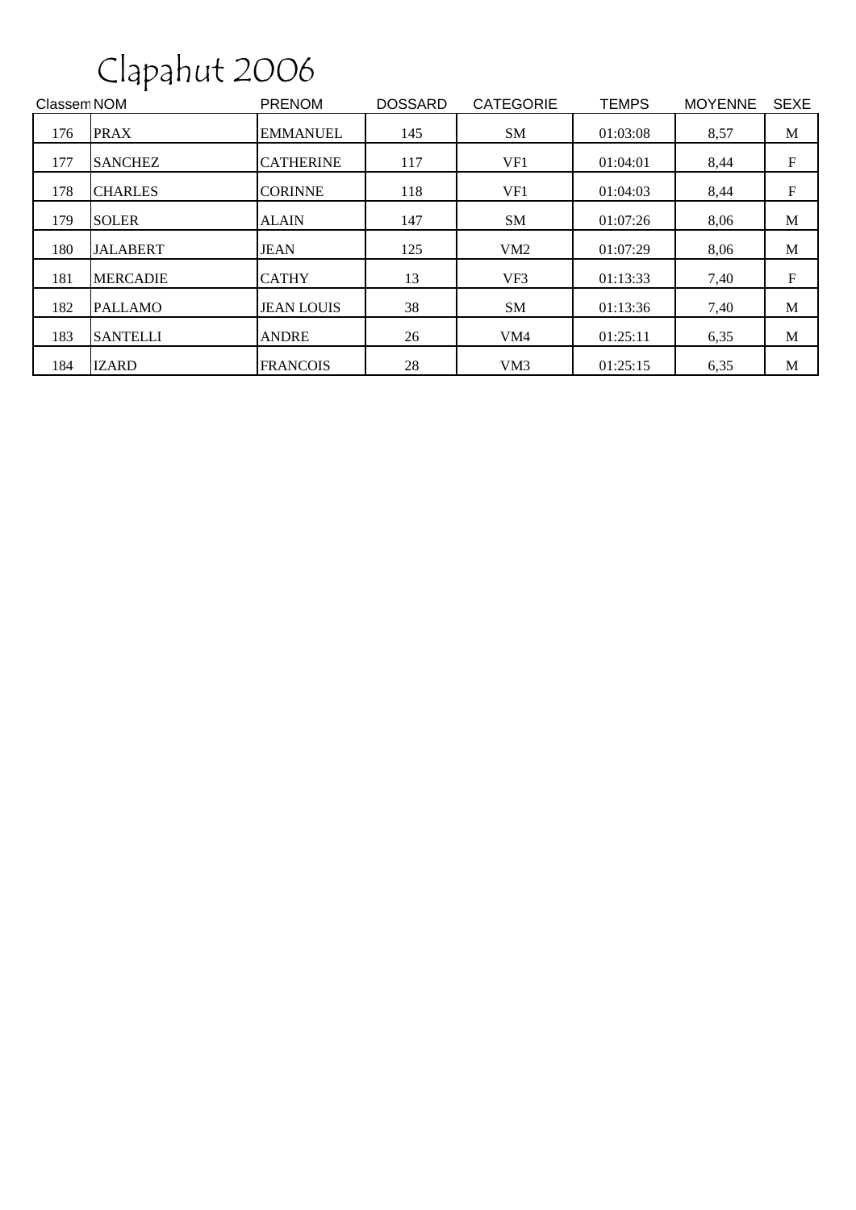# Clapahut 2006

| Classem | NOM | PRENOM | DOSSARD | CATEGORIE | TEMPS | MOYENNE | SEXE |
|---|---|---|---|---|---|---|---|
| 176 | PRAX | EMMANUEL | 145 | SM | 01:03:08 | 8,57 | M |
| 177 | SANCHEZ | CATHERINE | 117 | VF1 | 01:04:01 | 8,44 | F |
| 178 | CHARLES | CORINNE | 118 | VF1 | 01:04:03 | 8,44 | F |
| 179 | SOLER | ALAIN | 147 | SM | 01:07:26 | 8,06 | M |
| 180 | JALABERT | JEAN | 125 | VM2 | 01:07:29 | 8,06 | M |
| 181 | MERCADIE | CATHY | 13 | VF3 | 01:13:33 | 7,40 | F |
| 182 | PALLAMO | JEAN LOUIS | 38 | SM | 01:13:36 | 7,40 | M |
| 183 | SANTELLI | ANDRE | 26 | VM4 | 01:25:11 | 6,35 | M |
| 184 | IZARD | FRANCOIS | 28 | VM3 | 01:25:15 | 6,35 | M |